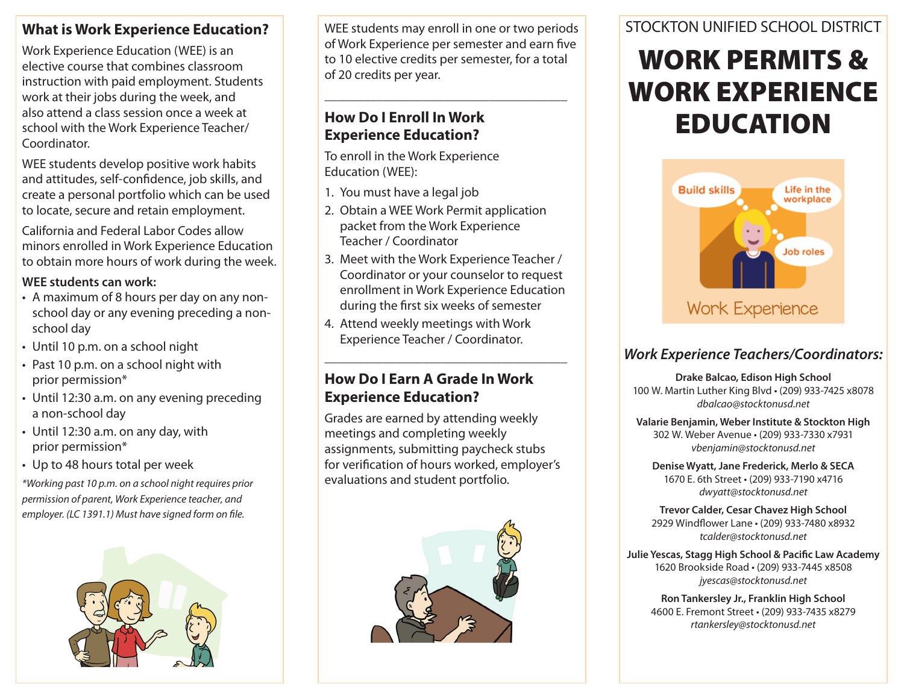## What is Work Experience Education?

Work Experience Education (WEE) is an elective course that combines classroom instruction with paid employment. Students work at their jobs during the week, and also attend a class session once a week at school with the Work Experience Teacher/ Coordinator.

WEE students develop positive work habits and attitudes, self-confidence, job skills, and create a personal portfolio which can be used to locate, secure and retain employment.

California and Federal Labor Codes allow minors enrolled in Work Experience Education to obtain more hours of work during the week.

**WEE students can work:**

- A maximum of 8 hours per day on any non-school day or any evening preceding a non-school day
- Until 10 p.m. on a school night
- Past 10 p.m. on a school night with prior permission*
- Until 12:30 a.m. on any evening preceding a non-school day
- Until 12:30 a.m. on any day, with prior permission*
- Up to 48 hours total per week

*\*Working past 10 p.m. on a school night requires prior permission of parent, Work Experience teacher, and employer. (LC 1391.1) Must have signed form on file.*

WEE students may enroll in one or two periods of Work Experience per semester and earn five to 10 elective credits per semester, for a total of 20 credits per year.

---

## How Do I Enroll In Work Experience Education?

To enroll in the Work Experience Education (WEE):

1. You must have a legal job
2. Obtain a WEE Work Permit application packet from the Work Experience Teacher / Coordinator
3. Meet with the Work Experience Teacher / Coordinator or your counselor to request enrollment in Work Experience Education during the first six weeks of semester
4. Attend weekly meetings with Work Experience Teacher / Coordinator.

---

## How Do I Earn A Grade In Work Experience Education?

Grades are earned by attending weekly meetings and completing weekly assignments, submitting paycheck stubs for verification of hours worked, employer's evaluations and student portfolio.

STOCKTON UNIFIED SCHOOL DISTRICT

# WORK PERMITS & WORK EXPERIENCE EDUCATION

Build skills

Life in the workplace

Job roles

Work Experience

### *Work Experience Teachers/Coordinators:*

**Drake Balcao, Edison High School**
100 W. Martin Luther King Blvd • (209) 933-7425 x8078
*dbalcao@stocktonusd.net*

**Valarie Benjamin, Weber Institute & Stockton High**
302 W. Weber Avenue • (209) 933-7330 x7931
*vbenjamin@stocktonusd.net*

**Denise Wyatt, Jane Frederick, Merlo & SECA**
1670 E. 6th Street • (209) 933-7190 x4716
*dwyatt@stocktonusd.net*

**Trevor Calder, Cesar Chavez High School**
2929 Windflower Lane • (209) 933-7480 x8932
*tcalder@stocktonusd.net*

**Julie Yescas, Stagg High School & Pacific Law Academy**
1620 Brookside Road • (209) 933-7445 x8508
*jyescas@stocktonusd.net*

**Ron Tankersley Jr., Franklin High School**
4600 E. Fremont Street • (209) 933-7435 x8279
*rtankersley@stocktonusd.net*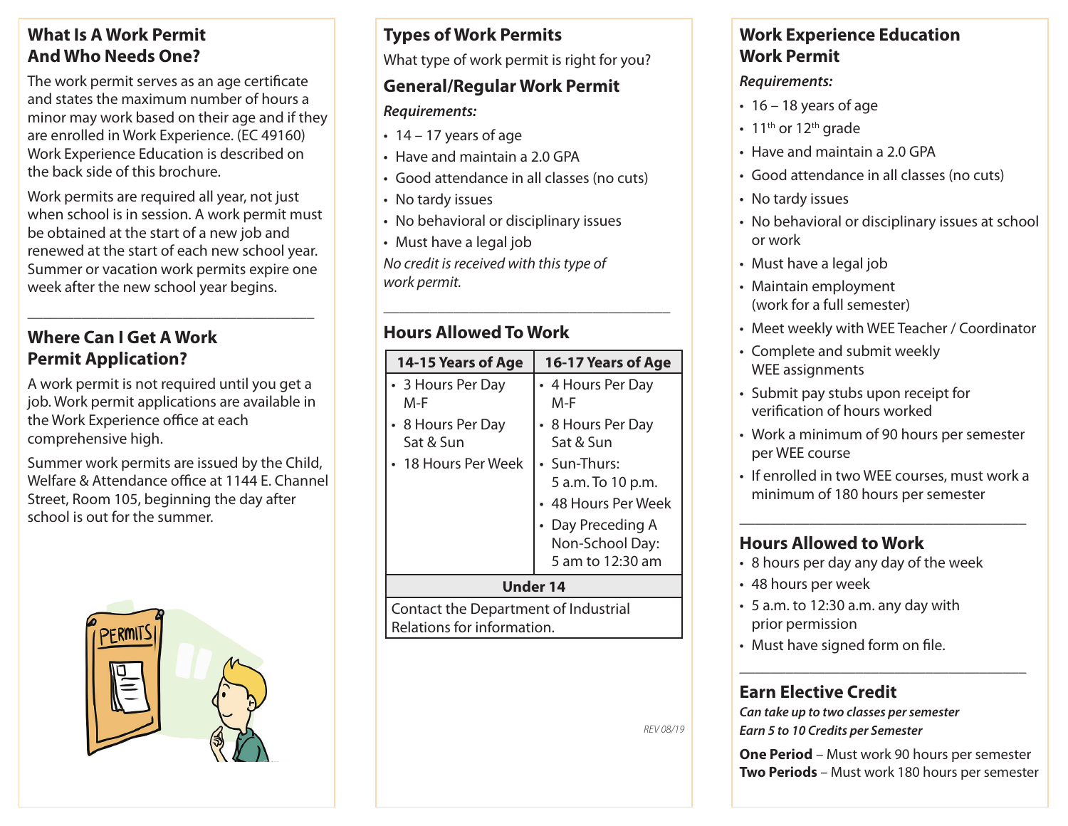## What Is A Work Permit And Who Needs One?

The work permit serves as an age certificate and states the maximum number of hours a minor may work based on their age and if they are enrolled in Work Experience. (EC 49160) Work Experience Education is described on the back side of this brochure.

Work permits are required all year, not just when school is in session. A work permit must be obtained at the start of a new job and renewed at the start of each new school year. Summer or vacation work permits expire one week after the new school year begins.

---

## Where Can I Get A Work Permit Application?

A work permit is not required until you get a job. Work permit applications are available in the Work Experience office at each comprehensive high.

Summer work permits are issued by the Child, Welfare & Attendance office at 1144 E. Channel Street, Room 105, beginning the day after school is out for the summer.

## Types of Work Permits

What type of work permit is right for you?

### General/Regular Work Permit

*Requirements:*

- 14 – 17 years of age
- Have and maintain a 2.0 GPA
- Good attendance in all classes (no cuts)
- No tardy issues
- No behavioral or disciplinary issues
- Must have a legal job

*No credit is received with this type of work permit.*

---

### Hours Allowed To Work

| 14-15 Years of Age | 16-17 Years of Age |
|---|---|
| • 3 Hours Per Day M-F<br>• 8 Hours Per Day Sat & Sun<br>• 18 Hours Per Week | • 4 Hours Per Day M-F<br>• 8 Hours Per Day Sat & Sun<br>• Sun-Thurs: 5 a.m. To 10 p.m.<br>• 48 Hours Per Week<br>• Day Preceding A Non-School Day: 5 am to 12:30 am |
| **Under 14** | |
| Contact the Department of Industrial Relations for information. | |

REV 08/19

## Work Experience Education Work Permit

*Requirements:*

- 16 – 18 years of age
- 11th or 12th grade
- Have and maintain a 2.0 GPA
- Good attendance in all classes (no cuts)
- No tardy issues
- No behavioral or disciplinary issues at school or work
- Must have a legal job
- Maintain employment (work for a full semester)
- Meet weekly with WEE Teacher / Coordinator
- Complete and submit weekly WEE assignments
- Submit pay stubs upon receipt for verification of hours worked
- Work a minimum of 90 hours per semester per WEE course
- If enrolled in two WEE courses, must work a minimum of 180 hours per semester

---

### Hours Allowed to Work

- 8 hours per day any day of the week
- 48 hours per week
- 5 a.m. to 12:30 a.m. any day with prior permission
- Must have signed form on file.

---

### Earn Elective Credit

***Can take up to two classes per semester***
***Earn 5 to 10 Credits per Semester***

**One Period** – Must work 90 hours per semester
**Two Periods** – Must work 180 hours per semester